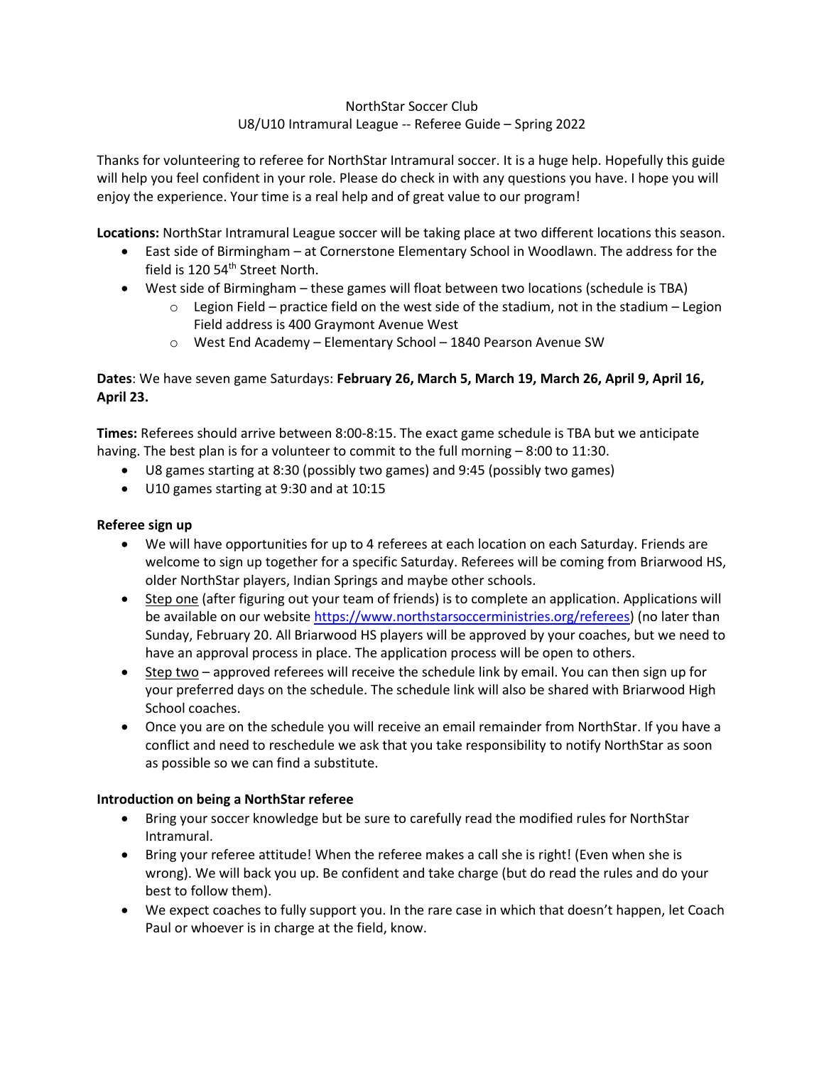NorthStar Soccer Club

U8/U10 Intramural League -- Referee Guide – Spring 2022

Thanks for volunteering to referee for NorthStar Intramural soccer. It is a huge help. Hopefully this guide will help you feel confident in your role. Please do check in with any questions you have. I hope you will enjoy the experience. Your time is a real help and of great value to our program!

**Locations:** NorthStar Intramural League soccer will be taking place at two different locations this season.

- East side of Birmingham – at Cornerstone Elementary School in Woodlawn. The address for the field is 120 54th Street North.
- West side of Birmingham – these games will float between two locations (schedule is TBA)
  - Legion Field – practice field on the west side of the stadium, not in the stadium – Legion Field address is 400 Graymont Avenue West
  - West End Academy – Elementary School – 1840 Pearson Avenue SW

**Dates**: We have seven game Saturdays: **February 26, March 5, March 19, March 26, April 9, April 16, April 23.**

**Times:** Referees should arrive between 8:00-8:15. The exact game schedule is TBA but we anticipate having. The best plan is for a volunteer to commit to the full morning – 8:00 to 11:30.

- U8 games starting at 8:30 (possibly two games) and 9:45 (possibly two games)
- U10 games starting at 9:30 and at 10:15

**Referee sign up**

- We will have opportunities for up to 4 referees at each location on each Saturday. Friends are welcome to sign up together for a specific Saturday. Referees will be coming from Briarwood HS, older NorthStar players, Indian Springs and maybe other schools.
- Step one (after figuring out your team of friends) is to complete an application. Applications will be available on our website https://www.northstarsoccerministries.org/referees) (no later than Sunday, February 20. All Briarwood HS players will be approved by your coaches, but we need to have an approval process in place. The application process will be open to others.
- Step two – approved referees will receive the schedule link by email. You can then sign up for your preferred days on the schedule. The schedule link will also be shared with Briarwood High School coaches.
- Once you are on the schedule you will receive an email remainder from NorthStar. If you have a conflict and need to reschedule we ask that you take responsibility to notify NorthStar as soon as possible so we can find a substitute.

**Introduction on being a NorthStar referee**

- Bring your soccer knowledge but be sure to carefully read the modified rules for NorthStar Intramural.
- Bring your referee attitude! When the referee makes a call she is right! (Even when she is wrong). We will back you up. Be confident and take charge (but do read the rules and do your best to follow them).
- We expect coaches to fully support you. In the rare case in which that doesn't happen, let Coach Paul or whoever is in charge at the field, know.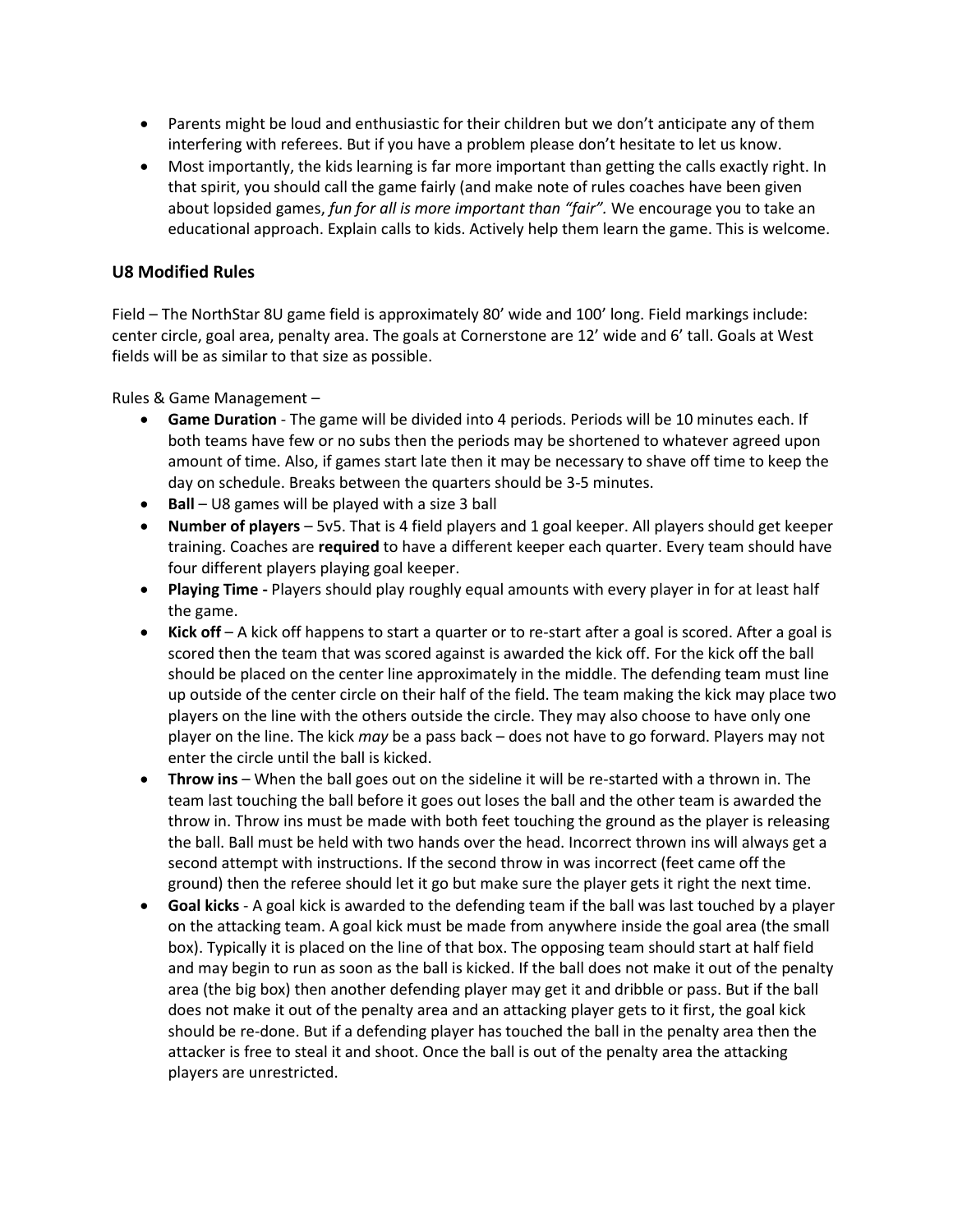- Parents might be loud and enthusiastic for their children but we don't anticipate any of them interfering with referees. But if you have a problem please don't hesitate to let us know.
- Most importantly, the kids learning is far more important than getting the calls exactly right. In that spirit, you should call the game fairly (and make note of rules coaches have been given about lopsided games, *fun for all is more important than "fair".* We encourage you to take an educational approach. Explain calls to kids. Actively help them learn the game. This is welcome.

### U8 Modified Rules

Field – The NorthStar 8U game field is approximately 80' wide and 100' long. Field markings include: center circle, goal area, penalty area. The goals at Cornerstone are 12' wide and 6' tall. Goals at West fields will be as similar to that size as possible.

Rules & Game Management –

- **Game Duration** - The game will be divided into 4 periods. Periods will be 10 minutes each. If both teams have few or no subs then the periods may be shortened to whatever agreed upon amount of time. Also, if games start late then it may be necessary to shave off time to keep the day on schedule. Breaks between the quarters should be 3-5 minutes.
- **Ball** – U8 games will be played with a size 3 ball
- **Number of players** – 5v5. That is 4 field players and 1 goal keeper. All players should get keeper training. Coaches are **required** to have a different keeper each quarter. Every team should have four different players playing goal keeper.
- **Playing Time -** Players should play roughly equal amounts with every player in for at least half the game.
- **Kick off** – A kick off happens to start a quarter or to re-start after a goal is scored. After a goal is scored then the team that was scored against is awarded the kick off. For the kick off the ball should be placed on the center line approximately in the middle. The defending team must line up outside of the center circle on their half of the field. The team making the kick may place two players on the line with the others outside the circle. They may also choose to have only one player on the line. The kick *may* be a pass back – does not have to go forward. Players may not enter the circle until the ball is kicked.
- **Throw ins** – When the ball goes out on the sideline it will be re-started with a thrown in. The team last touching the ball before it goes out loses the ball and the other team is awarded the throw in. Throw ins must be made with both feet touching the ground as the player is releasing the ball. Ball must be held with two hands over the head. Incorrect thrown ins will always get a second attempt with instructions. If the second throw in was incorrect (feet came off the ground) then the referee should let it go but make sure the player gets it right the next time.
- **Goal kicks** - A goal kick is awarded to the defending team if the ball was last touched by a player on the attacking team. A goal kick must be made from anywhere inside the goal area (the small box). Typically it is placed on the line of that box. The opposing team should start at half field and may begin to run as soon as the ball is kicked. If the ball does not make it out of the penalty area (the big box) then another defending player may get it and dribble or pass. But if the ball does not make it out of the penalty area and an attacking player gets to it first, the goal kick should be re-done. But if a defending player has touched the ball in the penalty area then the attacker is free to steal it and shoot. Once the ball is out of the penalty area the attacking players are unrestricted.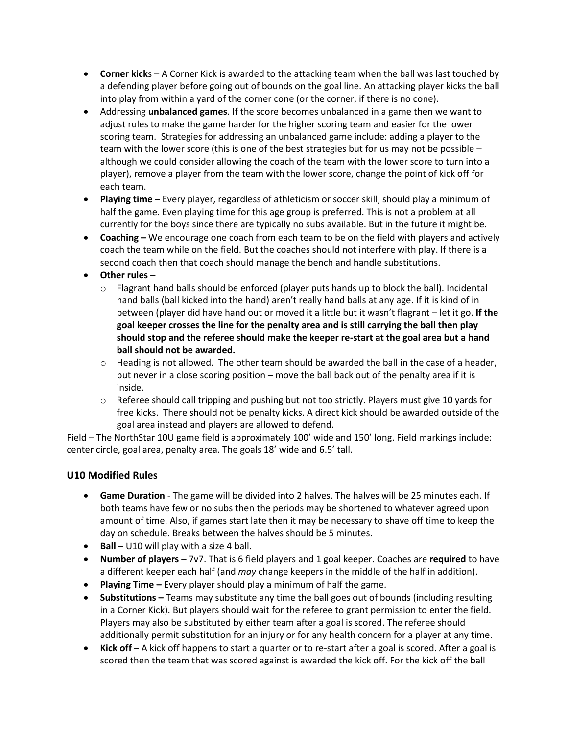- **Corner kick**s – A Corner Kick is awarded to the attacking team when the ball was last touched by a defending player before going out of bounds on the goal line. An attacking player kicks the ball into play from within a yard of the corner cone (or the corner, if there is no cone).
- Addressing **unbalanced games**. If the score becomes unbalanced in a game then we want to adjust rules to make the game harder for the higher scoring team and easier for the lower scoring team. Strategies for addressing an unbalanced game include: adding a player to the team with the lower score (this is one of the best strategies but for us may not be possible – although we could consider allowing the coach of the team with the lower score to turn into a player), remove a player from the team with the lower score, change the point of kick off for each team.
- **Playing time** – Every player, regardless of athleticism or soccer skill, should play a minimum of half the game. Even playing time for this age group is preferred. This is not a problem at all currently for the boys since there are typically no subs available. But in the future it might be.
- **Coaching –** We encourage one coach from each team to be on the field with players and actively coach the team while on the field. But the coaches should not interfere with play. If there is a second coach then that coach should manage the bench and handle substitutions.
- **Other rules** –
  - Flagrant hand balls should be enforced (player puts hands up to block the ball). Incidental hand balls (ball kicked into the hand) aren't really hand balls at any age. If it is kind of in between (player did have hand out or moved it a little but it wasn't flagrant – let it go. **If the goal keeper crosses the line for the penalty area and is still carrying the ball then play should stop and the referee should make the keeper re-start at the goal area but a hand ball should not be awarded.**
  - Heading is not allowed. The other team should be awarded the ball in the case of a header, but never in a close scoring position – move the ball back out of the penalty area if it is inside.
  - Referee should call tripping and pushing but not too strictly. Players must give 10 yards for free kicks. There should not be penalty kicks. A direct kick should be awarded outside of the goal area instead and players are allowed to defend.

Field – The NorthStar 10U game field is approximately 100' wide and 150' long. Field markings include: center circle, goal area, penalty area. The goals 18' wide and 6.5' tall.

### U10 Modified Rules

- **Game Duration** - The game will be divided into 2 halves. The halves will be 25 minutes each. If both teams have few or no subs then the periods may be shortened to whatever agreed upon amount of time. Also, if games start late then it may be necessary to shave off time to keep the day on schedule. Breaks between the halves should be 5 minutes.
- **Ball** – U10 will play with a size 4 ball.
- **Number of players** – 7v7. That is 6 field players and 1 goal keeper. Coaches are **required** to have a different keeper each half (and *may* change keepers in the middle of the half in addition).
- **Playing Time –** Every player should play a minimum of half the game.
- **Substitutions –** Teams may substitute any time the ball goes out of bounds (including resulting in a Corner Kick). But players should wait for the referee to grant permission to enter the field. Players may also be substituted by either team after a goal is scored. The referee should additionally permit substitution for an injury or for any health concern for a player at any time.
- **Kick off** – A kick off happens to start a quarter or to re-start after a goal is scored. After a goal is scored then the team that was scored against is awarded the kick off. For the kick off the ball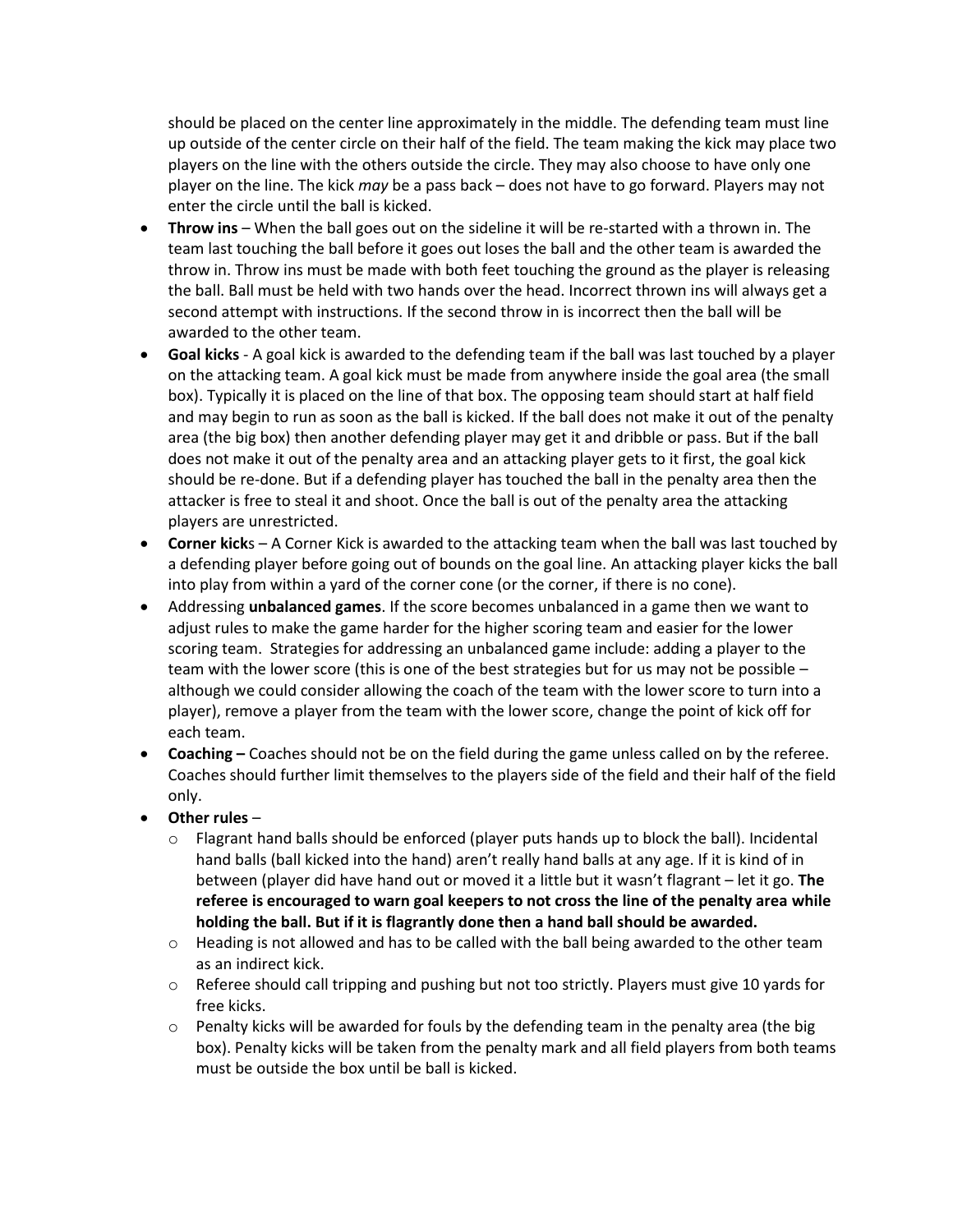should be placed on the center line approximately in the middle. The defending team must line up outside of the center circle on their half of the field. The team making the kick may place two players on the line with the others outside the circle. They may also choose to have only one player on the line. The kick *may* be a pass back – does not have to go forward. Players may not enter the circle until the ball is kicked.

- **Throw ins** – When the ball goes out on the sideline it will be re-started with a thrown in. The team last touching the ball before it goes out loses the ball and the other team is awarded the throw in. Throw ins must be made with both feet touching the ground as the player is releasing the ball. Ball must be held with two hands over the head. Incorrect thrown ins will always get a second attempt with instructions. If the second throw in is incorrect then the ball will be awarded to the other team.
- **Goal kicks** - A goal kick is awarded to the defending team if the ball was last touched by a player on the attacking team. A goal kick must be made from anywhere inside the goal area (the small box). Typically it is placed on the line of that box. The opposing team should start at half field and may begin to run as soon as the ball is kicked. If the ball does not make it out of the penalty area (the big box) then another defending player may get it and dribble or pass. But if the ball does not make it out of the penalty area and an attacking player gets to it first, the goal kick should be re-done. But if a defending player has touched the ball in the penalty area then the attacker is free to steal it and shoot. Once the ball is out of the penalty area the attacking players are unrestricted.
- **Corner kick**s – A Corner Kick is awarded to the attacking team when the ball was last touched by a defending player before going out of bounds on the goal line. An attacking player kicks the ball into play from within a yard of the corner cone (or the corner, if there is no cone).
- Addressing **unbalanced games**. If the score becomes unbalanced in a game then we want to adjust rules to make the game harder for the higher scoring team and easier for the lower scoring team. Strategies for addressing an unbalanced game include: adding a player to the team with the lower score (this is one of the best strategies but for us may not be possible – although we could consider allowing the coach of the team with the lower score to turn into a player), remove a player from the team with the lower score, change the point of kick off for each team.
- **Coaching –** Coaches should not be on the field during the game unless called on by the referee. Coaches should further limit themselves to the players side of the field and their half of the field only.
- **Other rules** –
  - Flagrant hand balls should be enforced (player puts hands up to block the ball). Incidental hand balls (ball kicked into the hand) aren't really hand balls at any age. If it is kind of in between (player did have hand out or moved it a little but it wasn't flagrant – let it go. **The referee is encouraged to warn goal keepers to not cross the line of the penalty area while holding the ball. But if it is flagrantly done then a hand ball should be awarded.**
  - Heading is not allowed and has to be called with the ball being awarded to the other team as an indirect kick.
  - Referee should call tripping and pushing but not too strictly. Players must give 10 yards for free kicks.
  - Penalty kicks will be awarded for fouls by the defending team in the penalty area (the big box). Penalty kicks will be taken from the penalty mark and all field players from both teams must be outside the box until be ball is kicked.